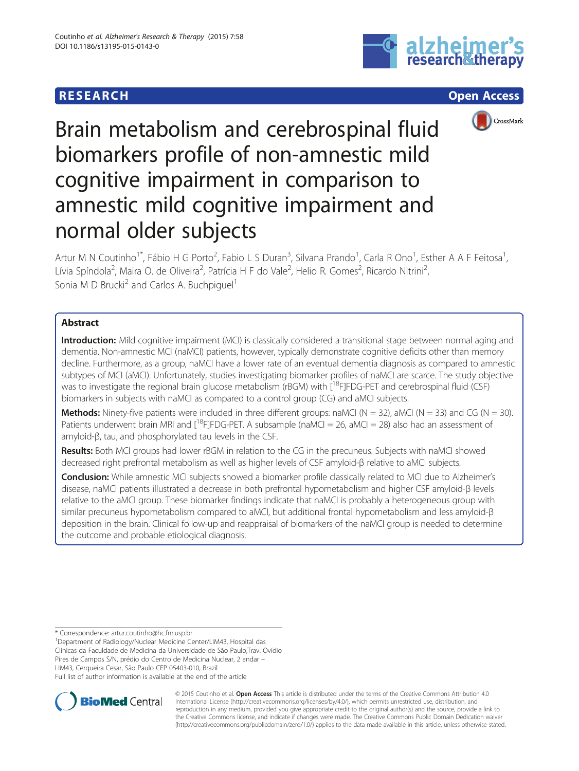# Brain metabolism and cerebrospinal fluid biomarkers profile of non-amnestic mild cognitive impairment in comparison to amnestic mild cognitive impairment and normal older subjects

Artur M N Coutinho[1*], Fábio H G Porto[2], Fabio L S Duran[3], Silvana Prando[1], Carla R Ono[1], Esther A A F Feitosa[1], Lívia Spíndola[2], Maira O. de Oliveira[2], Patrícia H F do Vale[2], Helio R. Gomes[2], Ricardo Nitrini[2], Sonia M D Brucki[2] and Carlos A. Buchpiguel[1]

## Abstract

**Introduction:** Mild cognitive impairment (MCI) is classically considered a transitional stage between normal aging and dementia. Non-amnestic MCI (naMCI) patients, however, typically demonstrate cognitive deficits other than memory decline. Furthermore, as a group, naMCI have a lower rate of an eventual dementia diagnosis as compared to amnestic subtypes of MCI (aMCI). Unfortunately, studies investigating biomarker profiles of naMCI are scarce. The study objective was to investigate the regional brain glucose metabolism (rBGM) with [$^{18}$F]FDG-PET and cerebrospinal fluid (CSF) biomarkers in subjects with naMCI as compared to a control group (CG) and aMCI subjects.

**Methods:** Ninety-five patients were included in three different groups: naMCI (N = 32), aMCI (N = 33) and CG (N = 30). Patients underwent brain MRI and [$^{18}$F]FDG-PET. A subsample (naMCI = 26, aMCI = 28) also had an assessment of amyloid-β, tau, and phosphorylated tau levels in the CSF.

**Results:** Both MCI groups had lower rBGM in relation to the CG in the precuneus. Subjects with naMCI showed decreased right prefrontal metabolism as well as higher levels of CSF amyloid-β relative to aMCI subjects.

**Conclusion:** While amnestic MCI subjects showed a biomarker profile classically related to MCI due to Alzheimer's disease, naMCI patients illustrated a decrease in both prefrontal hypometabolism and higher CSF amyloid-β levels relative to the aMCI group. These biomarker findings indicate that naMCI is probably a heterogeneous group with similar precuneus hypometabolism compared to aMCI, but additional frontal hypometabolism and less amyloid-β deposition in the brain. Clinical follow-up and reappraisal of biomarkers of the naMCI group is needed to determine the outcome and probable etiological diagnosis.

\* Correspondence: artur.coutinho@hc.fm.usp.br

[1]Department of Radiology/Nuclear Medicine Center/LIM43, Hospital das Clínicas da Faculdade de Medicina da Universidade de São Paulo,Trav. Ovídio Pires de Campos S/N, prédio do Centro de Medicina Nuclear, 2 andar – LIM43, Cerqueira Cesar, São Paulo CEP 05403-010, Brazil

Full list of author information is available at the end of the article

© 2015 Coutinho et al. **Open Access** This article is distributed under the terms of the Creative Commons Attribution 4.0 International License (http://creativecommons.org/licenses/by/4.0/), which permits unrestricted use, distribution, and reproduction in any medium, provided you give appropriate credit to the original author(s) and the source, provide a link to the Creative Commons license, and indicate if changes were made. The Creative Commons Public Domain Dedication waiver (http://creativecommons.org/publicdomain/zero/1.0/) applies to the data made available in this article, unless otherwise stated.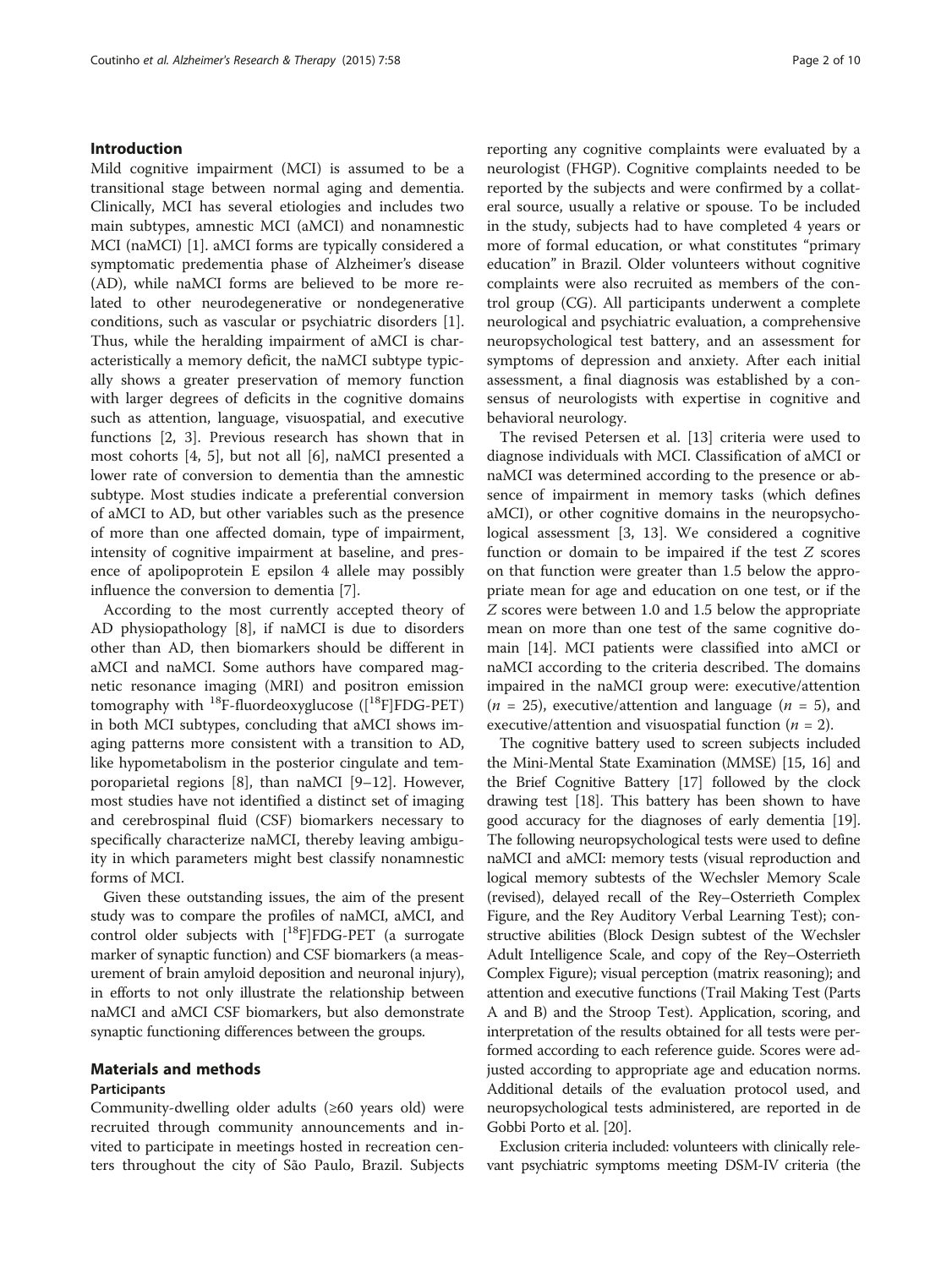## Introduction

Mild cognitive impairment (MCI) is assumed to be a transitional stage between normal aging and dementia. Clinically, MCI has several etiologies and includes two main subtypes, amnestic MCI (aMCI) and nonamnestic MCI (naMCI) [1]. aMCI forms are typically considered a symptomatic predementia phase of Alzheimer's disease (AD), while naMCI forms are believed to be more related to other neurodegenerative or nondegenerative conditions, such as vascular or psychiatric disorders [1]. Thus, while the heralding impairment of aMCI is characteristically a memory deficit, the naMCI subtype typically shows a greater preservation of memory function with larger degrees of deficits in the cognitive domains such as attention, language, visuospatial, and executive functions [2, 3]. Previous research has shown that in most cohorts [4, 5], but not all [6], naMCI presented a lower rate of conversion to dementia than the amnestic subtype. Most studies indicate a preferential conversion of aMCI to AD, but other variables such as the presence of more than one affected domain, type of impairment, intensity of cognitive impairment at baseline, and presence of apolipoprotein E epsilon 4 allele may possibly influence the conversion to dementia [7].

According to the most currently accepted theory of AD physiopathology [8], if naMCI is due to disorders other than AD, then biomarkers should be different in aMCI and naMCI. Some authors have compared magnetic resonance imaging (MRI) and positron emission tomography with $^{18}$F-fluordeoxyglucose ([$^{18}$F]FDG-PET) in both MCI subtypes, concluding that aMCI shows imaging patterns more consistent with a transition to AD, like hypometabolism in the posterior cingulate and temporoparietal regions [8], than naMCI [9–12]. However, most studies have not identified a distinct set of imaging and cerebrospinal fluid (CSF) biomarkers necessary to specifically characterize naMCI, thereby leaving ambiguity in which parameters might best classify nonamnestic forms of MCI.

Given these outstanding issues, the aim of the present study was to compare the profiles of naMCI, aMCI, and control older subjects with [$^{18}$F]FDG-PET (a surrogate marker of synaptic function) and CSF biomarkers (a measurement of brain amyloid deposition and neuronal injury), in efforts to not only illustrate the relationship between naMCI and aMCI CSF biomarkers, but also demonstrate synaptic functioning differences between the groups.

## Materials and methods

### Participants

Community-dwelling older adults (≥60 years old) were recruited through community announcements and invited to participate in meetings hosted in recreation centers throughout the city of São Paulo, Brazil. Subjects reporting any cognitive complaints were evaluated by a neurologist (FHGP). Cognitive complaints needed to be reported by the subjects and were confirmed by a collateral source, usually a relative or spouse. To be included in the study, subjects had to have completed 4 years or more of formal education, or what constitutes "primary education" in Brazil. Older volunteers without cognitive complaints were also recruited as members of the control group (CG). All participants underwent a complete neurological and psychiatric evaluation, a comprehensive neuropsychological test battery, and an assessment for symptoms of depression and anxiety. After each initial assessment, a final diagnosis was established by a consensus of neurologists with expertise in cognitive and behavioral neurology.

The revised Petersen et al. [13] criteria were used to diagnose individuals with MCI. Classification of aMCI or naMCI was determined according to the presence or absence of impairment in memory tasks (which defines aMCI), or other cognitive domains in the neuropsychological assessment [3, 13]. We considered a cognitive function or domain to be impaired if the test $Z$ scores on that function were greater than 1.5 below the appropriate mean for age and education on one test, or if the $Z$ scores were between 1.0 and 1.5 below the appropriate mean on more than one test of the same cognitive domain [14]. MCI patients were classified into aMCI or naMCI according to the criteria described. The domains impaired in the naMCI group were: executive/attention ($n$ = 25), executive/attention and language ($n$ = 5), and executive/attention and visuospatial function ($n$ = 2).

The cognitive battery used to screen subjects included the Mini-Mental State Examination (MMSE) [15, 16] and the Brief Cognitive Battery [17] followed by the clock drawing test [18]. This battery has been shown to have good accuracy for the diagnoses of early dementia [19]. The following neuropsychological tests were used to define naMCI and aMCI: memory tests (visual reproduction and logical memory subtests of the Wechsler Memory Scale (revised), delayed recall of the Rey–Osterrieth Complex Figure, and the Rey Auditory Verbal Learning Test); constructive abilities (Block Design subtest of the Wechsler Adult Intelligence Scale, and copy of the Rey–Osterrieth Complex Figure); visual perception (matrix reasoning); and attention and executive functions (Trail Making Test (Parts A and B) and the Stroop Test). Application, scoring, and interpretation of the results obtained for all tests were performed according to each reference guide. Scores were adjusted according to appropriate age and education norms. Additional details of the evaluation protocol used, and neuropsychological tests administered, are reported in de Gobbi Porto et al. [20].

Exclusion criteria included: volunteers with clinically relevant psychiatric symptoms meeting DSM-IV criteria (the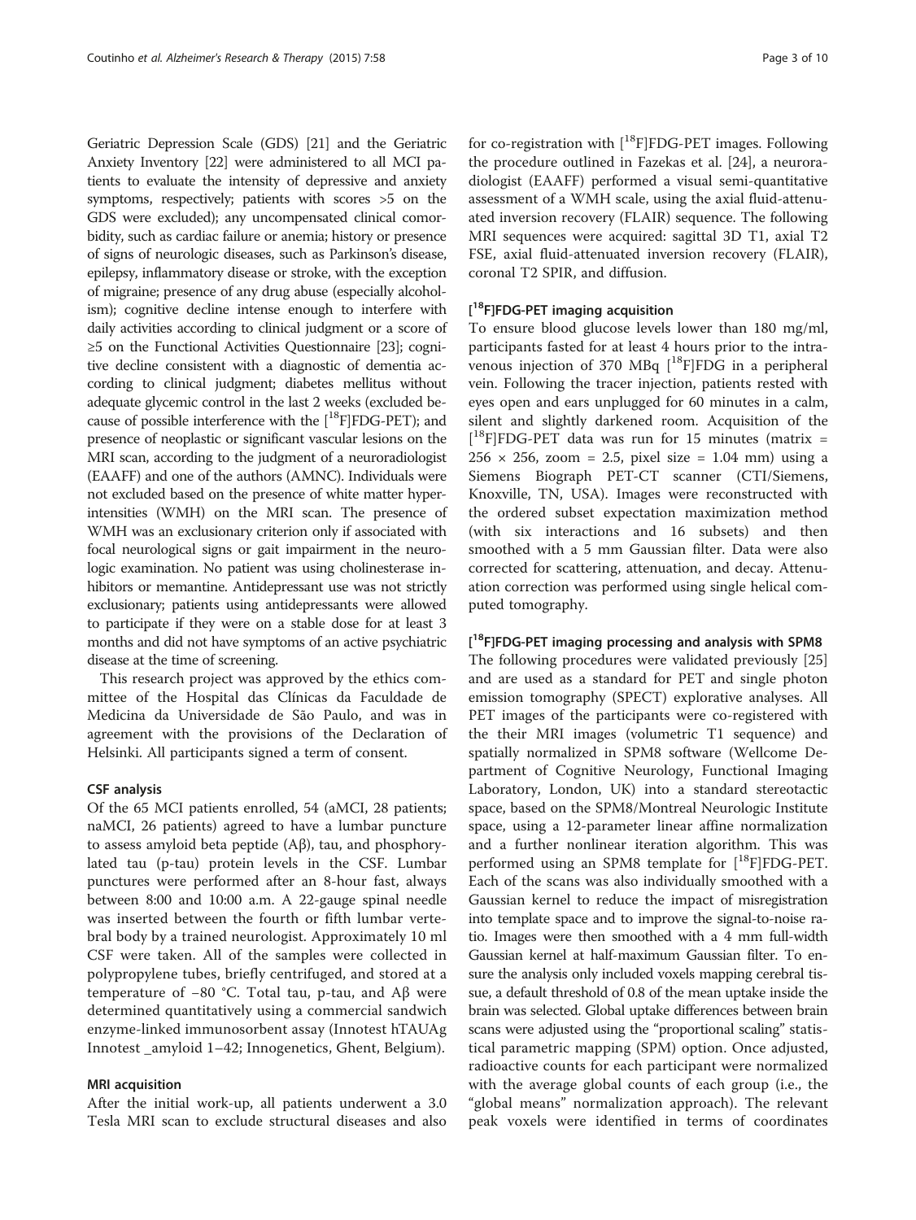Geriatric Depression Scale (GDS) [21] and the Geriatric Anxiety Inventory [22] were administered to all MCI patients to evaluate the intensity of depressive and anxiety symptoms, respectively; patients with scores >5 on the GDS were excluded); any uncompensated clinical comorbidity, such as cardiac failure or anemia; history or presence of signs of neurologic diseases, such as Parkinson's disease, epilepsy, inflammatory disease or stroke, with the exception of migraine; presence of any drug abuse (especially alcoholism); cognitive decline intense enough to interfere with daily activities according to clinical judgment or a score of ≥5 on the Functional Activities Questionnaire [23]; cognitive decline consistent with a diagnostic of dementia according to clinical judgment; diabetes mellitus without adequate glycemic control in the last 2 weeks (excluded because of possible interference with the [$^{18}$F]FDG-PET); and presence of neoplastic or significant vascular lesions on the MRI scan, according to the judgment of a neuroradiologist (EAAFF) and one of the authors (AMNC). Individuals were not excluded based on the presence of white matter hyperintensities (WMH) on the MRI scan. The presence of WMH was an exclusionary criterion only if associated with focal neurological signs or gait impairment in the neurologic examination. No patient was using cholinesterase inhibitors or memantine. Antidepressant use was not strictly exclusionary; patients using antidepressants were allowed to participate if they were on a stable dose for at least 3 months and did not have symptoms of an active psychiatric disease at the time of screening.

This research project was approved by the ethics committee of the Hospital das Clínicas da Faculdade de Medicina da Universidade de São Paulo, and was in agreement with the provisions of the Declaration of Helsinki. All participants signed a term of consent.

### CSF analysis

Of the 65 MCI patients enrolled, 54 (aMCI, 28 patients; naMCI, 26 patients) agreed to have a lumbar puncture to assess amyloid beta peptide (Aβ), tau, and phosphorylated tau (p-tau) protein levels in the CSF. Lumbar punctures were performed after an 8-hour fast, always between 8:00 and 10:00 a.m. A 22-gauge spinal needle was inserted between the fourth or fifth lumbar vertebral body by a trained neurologist. Approximately 10 ml CSF were taken. All of the samples were collected in polypropylene tubes, briefly centrifuged, and stored at a temperature of −80 °C. Total tau, p-tau, and Aβ were determined quantitatively using a commercial sandwich enzyme-linked immunosorbent assay (Innotest hTAUAg Innotest _amyloid 1–42; Innogenetics, Ghent, Belgium).

### MRI acquisition

After the initial work-up, all patients underwent a 3.0 Tesla MRI scan to exclude structural diseases and also for co-registration with [$^{18}$F]FDG-PET images. Following the procedure outlined in Fazekas et al. [24], a neuroradiologist (EAAFF) performed a visual semi-quantitative assessment of a WMH scale, using the axial fluid-attenuated inversion recovery (FLAIR) sequence. The following MRI sequences were acquired: sagittal 3D T1, axial T2 FSE, axial fluid-attenuated inversion recovery (FLAIR), coronal T2 SPIR, and diffusion.

### [$^{18}$F]FDG-PET imaging acquisition

To ensure blood glucose levels lower than 180 mg/ml, participants fasted for at least 4 hours prior to the intravenous injection of 370 MBq [$^{18}$F]FDG in a peripheral vein. Following the tracer injection, patients rested with eyes open and ears unplugged for 60 minutes in a calm, silent and slightly darkened room. Acquisition of the [$^{18}$F]FDG-PET data was run for 15 minutes (matrix = $256 \times 256$, zoom = 2.5, pixel size = 1.04 mm) using a Siemens Biograph PET-CT scanner (CTI/Siemens, Knoxville, TN, USA). Images were reconstructed with the ordered subset expectation maximization method (with six interactions and 16 subsets) and then smoothed with a 5 mm Gaussian filter. Data were also corrected for scattering, attenuation, and decay. Attenuation correction was performed using single helical computed tomography.

### [$^{18}$F]FDG-PET imaging processing and analysis with SPM8

The following procedures were validated previously [25] and are used as a standard for PET and single photon emission tomography (SPECT) explorative analyses. All PET images of the participants were co-registered with the their MRI images (volumetric T1 sequence) and spatially normalized in SPM8 software (Wellcome Department of Cognitive Neurology, Functional Imaging Laboratory, London, UK) into a standard stereotactic space, based on the SPM8/Montreal Neurologic Institute space, using a 12-parameter linear affine normalization and a further nonlinear iteration algorithm. This was performed using an SPM8 template for [$^{18}$F]FDG-PET. Each of the scans was also individually smoothed with a Gaussian kernel to reduce the impact of misregistration into template space and to improve the signal-to-noise ratio. Images were then smoothed with a 4 mm full-width Gaussian kernel at half-maximum Gaussian filter. To ensure the analysis only included voxels mapping cerebral tissue, a default threshold of 0.8 of the mean uptake inside the brain was selected. Global uptake differences between brain scans were adjusted using the "proportional scaling" statistical parametric mapping (SPM) option. Once adjusted, radioactive counts for each participant were normalized with the average global counts of each group (i.e., the "global means" normalization approach). The relevant peak voxels were identified in terms of coordinates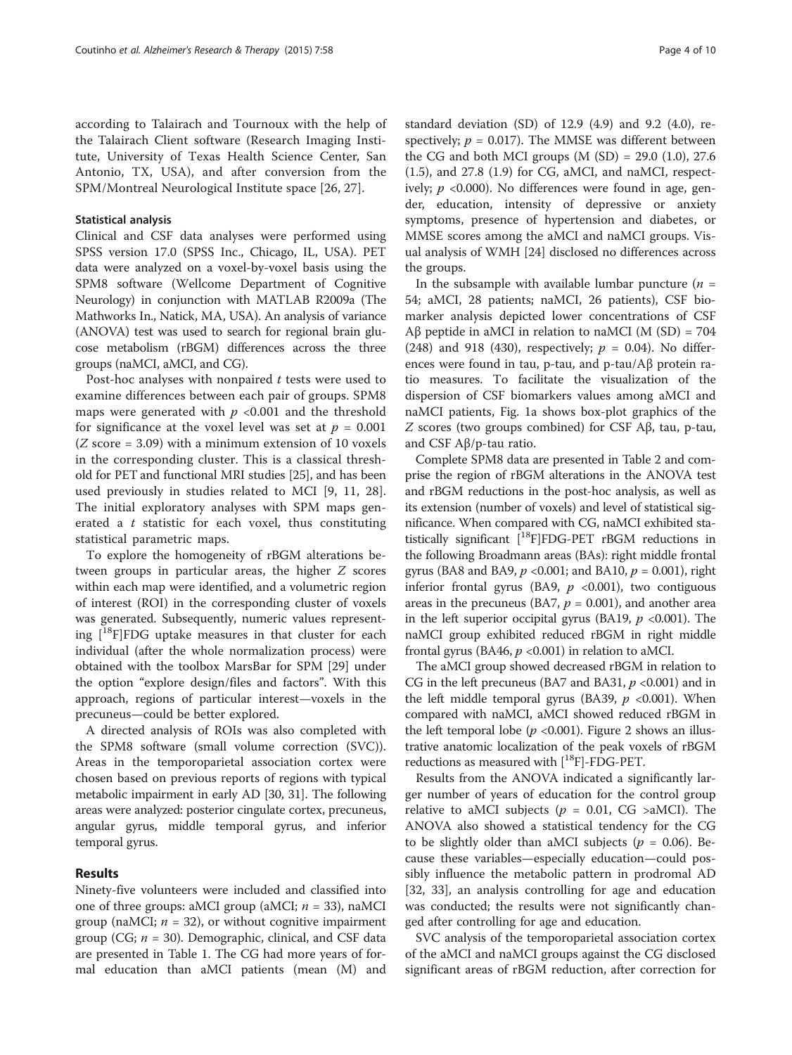according to Talairach and Tournoux with the help of the Talairach Client software (Research Imaging Institute, University of Texas Health Science Center, San Antonio, TX, USA), and after conversion from the SPM/Montreal Neurological Institute space [26, 27].

### Statistical analysis

Clinical and CSF data analyses were performed using SPSS version 17.0 (SPSS Inc., Chicago, IL, USA). PET data were analyzed on a voxel-by-voxel basis using the SPM8 software (Wellcome Department of Cognitive Neurology) in conjunction with MATLAB R2009a (The Mathworks In., Natick, MA, USA). An analysis of variance (ANOVA) test was used to search for regional brain glucose metabolism (rBGM) differences across the three groups (naMCI, aMCI, and CG).

Post-hoc analyses with nonpaired $t$ tests were used to examine differences between each pair of groups. SPM8 maps were generated with $p$ <0.001 and the threshold for significance at the voxel level was set at $p$ = 0.001 ($Z$ score = 3.09) with a minimum extension of 10 voxels in the corresponding cluster. This is a classical threshold for PET and functional MRI studies [25], and has been used previously in studies related to MCI [9, 11, 28]. The initial exploratory analyses with SPM maps generated a $t$ statistic for each voxel, thus constituting statistical parametric maps.

To explore the homogeneity of rBGM alterations between groups in particular areas, the higher $Z$ scores within each map were identified, and a volumetric region of interest (ROI) in the corresponding cluster of voxels was generated. Subsequently, numeric values representing [$^{18}$F]FDG uptake measures in that cluster for each individual (after the whole normalization process) were obtained with the toolbox MarsBar for SPM [29] under the option "explore design/files and factors". With this approach, regions of particular interest—voxels in the precuneus—could be better explored.

A directed analysis of ROIs was also completed with the SPM8 software (small volume correction (SVC)). Areas in the temporoparietal association cortex were chosen based on previous reports of regions with typical metabolic impairment in early AD [30, 31]. The following areas were analyzed: posterior cingulate cortex, precuneus, angular gyrus, middle temporal gyrus, and inferior temporal gyrus.

## Results

Ninety-five volunteers were included and classified into one of three groups: aMCI group (aMCI; $n$ = 33), naMCI group (naMCI; $n$ = 32), or without cognitive impairment group (CG; $n$ = 30). Demographic, clinical, and CSF data are presented in Table 1. The CG had more years of formal education than aMCI patients (mean (M) and standard deviation (SD) of 12.9 (4.9) and 9.2 (4.0), respectively; $p$ = 0.017). The MMSE was different between the CG and both MCI groups (M (SD) = 29.0 (1.0), 27.6 (1.5), and 27.8 (1.9) for CG, aMCI, and naMCI, respectively; $p$ <0.000). No differences were found in age, gender, education, intensity of depressive or anxiety symptoms, presence of hypertension and diabetes, or MMSE scores among the aMCI and naMCI groups. Visual analysis of WMH [24] disclosed no differences across the groups.

In the subsample with available lumbar puncture ($n$ = 54; aMCI, 28 patients; naMCI, 26 patients), CSF biomarker analysis depicted lower concentrations of CSF Aβ peptide in aMCI in relation to naMCI (M (SD) = 704 (248) and 918 (430), respectively; $p$ = 0.04). No differences were found in tau, p-tau, and p-tau/Aβ protein ratio measures. To facilitate the visualization of the dispersion of CSF biomarkers values among aMCI and naMCI patients, Fig. 1a shows box-plot graphics of the $Z$ scores (two groups combined) for CSF Aβ, tau, p-tau, and CSF Aβ/p-tau ratio.

Complete SPM8 data are presented in Table 2 and comprise the region of rBGM alterations in the ANOVA test and rBGM reductions in the post-hoc analysis, as well as its extension (number of voxels) and level of statistical significance. When compared with CG, naMCI exhibited statistically significant [$^{18}$F]FDG-PET rBGM reductions in the following Broadmann areas (BAs): right middle frontal gyrus (BA8 and BA9, $p$ <0.001; and BA10, $p$ = 0.001), right inferior frontal gyrus (BA9, $p$ <0.001), two contiguous areas in the precuneus (BA7, $p$ = 0.001), and another area in the left superior occipital gyrus (BA19, $p$ <0.001). The naMCI group exhibited reduced rBGM in right middle frontal gyrus (BA46, $p$ <0.001) in relation to aMCI.

The aMCI group showed decreased rBGM in relation to CG in the left precuneus (BA7 and BA31, $p$ <0.001) and in the left middle temporal gyrus (BA39, $p$ <0.001). When compared with naMCI, aMCI showed reduced rBGM in the left temporal lobe ($p$ <0.001). Figure 2 shows an illustrative anatomic localization of the peak voxels of rBGM reductions as measured with [$^{18}$F]-FDG-PET.

Results from the ANOVA indicated a significantly larger number of years of education for the control group relative to aMCI subjects ($p$ = 0.01, CG >aMCI). The ANOVA also showed a statistical tendency for the CG to be slightly older than aMCI subjects ($p$ = 0.06). Because these variables—especially education—could possibly influence the metabolic pattern in prodromal AD [32, 33], an analysis controlling for age and education was conducted; the results were not significantly changed after controlling for age and education.

SVC analysis of the temporoparietal association cortex of the aMCI and naMCI groups against the CG disclosed significant areas of rBGM reduction, after correction for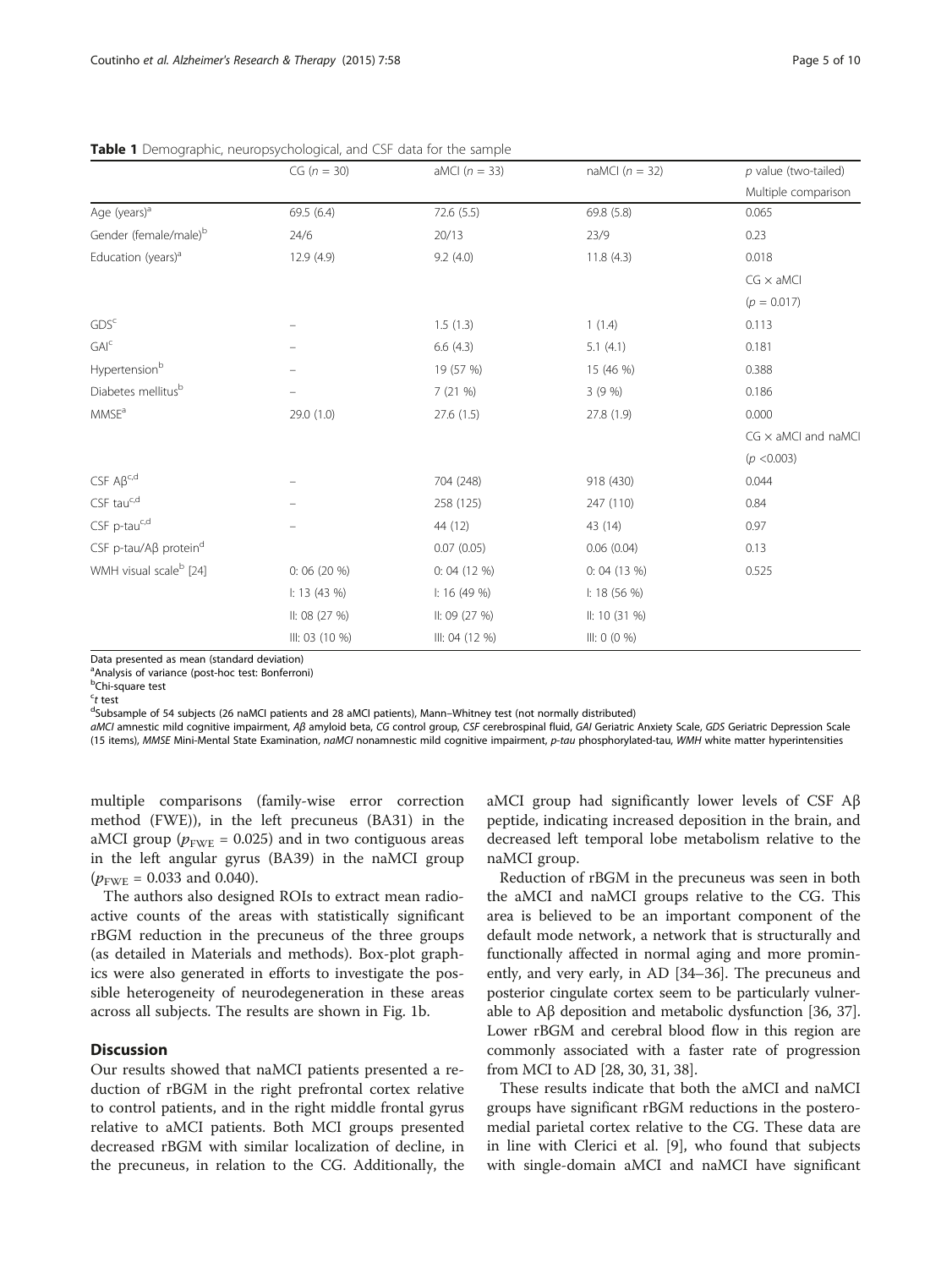**Table 1** Demographic, neuropsychological, and CSF data for the sample

| | CG ($n$ = 30) | aMCI ($n$ = 33) | naMCI ($n$ = 32) | $p$ value (two-tailed) |
|---|---|---|---|---|
| | | | | Multiple comparison |
| Age (years)[a] | 69.5 (6.4) | 72.6 (5.5) | 69.8 (5.8) | 0.065 |
| Gender (female/male)[b] | 24/6 | 20/13 | 23/9 | 0.23 |
| Education (years)[a] | 12.9 (4.9) | 9.2 (4.0) | 11.8 (4.3) | 0.018 |
| | | | | CG × aMCI |
| | | | | ($p$ = 0.017) |
| GDS[c] | – | 1.5 (1.3) | 1 (1.4) | 0.113 |
| GAI[c] | – | 6.6 (4.3) | 5.1 (4.1) | 0.181 |
| Hypertension[b] | – | 19 (57 %) | 15 (46 %) | 0.388 |
| Diabetes mellitus[b] | – | 7 (21 %) | 3 (9 %) | 0.186 |
| MMSE[a] | 29.0 (1.0) | 27.6 (1.5) | 27.8 (1.9) | 0.000 |
| | | | | CG × aMCI and naMCI |
| | | | | ($p$ <0.003) |
| CSF Aβ[c,d] | – | 704 (248) | 918 (430) | 0.044 |
| CSF tau[c,d] | – | 258 (125) | 247 (110) | 0.84 |
| CSF p-tau[c,d] | – | 44 (12) | 43 (14) | 0.97 |
| CSF p-tau/Aβ protein[d] | | 0.07 (0.05) | 0.06 (0.04) | 0.13 |
| WMH visual scale[b] [24] | 0: 06 (20 %) | 0: 04 (12 %) | 0: 04 (13 %) | 0.525 |
| | I: 13 (43 %) | I: 16 (49 %) | I: 18 (56 %) | |
| | II: 08 (27 %) | II: 09 (27 %) | II: 10 (31 %) | |
| | III: 03 (10 %) | III: 04 (12 %) | III: 0 (0 %) | |

Data presented as mean (standard deviation)
[a]Analysis of variance (post-hoc test: Bonferroni)
[b]Chi-square test
[c]$t$ test
[d]Subsample of 54 subjects (26 naMCI patients and 28 aMCI patients), Mann–Whitney test (not normally distributed)
*aMCI* amnestic mild cognitive impairment, *Aβ* amyloid beta, *CG* control group, *CSF* cerebrospinal fluid, *GAI* Geriatric Anxiety Scale, *GDS* Geriatric Depression Scale (15 items), *MMSE* Mini-Mental State Examination, *naMCI* nonamnestic mild cognitive impairment, *p-tau* phosphorylated-tau, *WMH* white matter hyperintensities

multiple comparisons (family-wise error correction method (FWE)), in the left precuneus (BA31) in the aMCI group ($p_{FWE}$ = 0.025) and in two contiguous areas in the left angular gyrus (BA39) in the naMCI group ($p_{FWE}$ = 0.033 and 0.040).

The authors also designed ROIs to extract mean radioactive counts of the areas with statistically significant rBGM reduction in the precuneus of the three groups (as detailed in Materials and methods). Box-plot graphics were also generated in efforts to investigate the possible heterogeneity of neurodegeneration in these areas across all subjects. The results are shown in Fig. 1b.

## Discussion

Our results showed that naMCI patients presented a reduction of rBGM in the right prefrontal cortex relative to control patients, and in the right middle frontal gyrus relative to aMCI patients. Both MCI groups presented decreased rBGM with similar localization of decline, in the precuneus, in relation to the CG. Additionally, the aMCI group had significantly lower levels of CSF Aβ peptide, indicating increased deposition in the brain, and decreased left temporal lobe metabolism relative to the naMCI group.

Reduction of rBGM in the precuneus was seen in both the aMCI and naMCI groups relative to the CG. This area is believed to be an important component of the default mode network, a network that is structurally and functionally affected in normal aging and more prominently, and very early, in AD [34–36]. The precuneus and posterior cingulate cortex seem to be particularly vulnerable to Aβ deposition and metabolic dysfunction [36, 37]. Lower rBGM and cerebral blood flow in this region are commonly associated with a faster rate of progression from MCI to AD [28, 30, 31, 38].

These results indicate that both the aMCI and naMCI groups have significant rBGM reductions in the posteromedial parietal cortex relative to the CG. These data are in line with Clerici et al. [9], who found that subjects with single-domain aMCI and naMCI have significant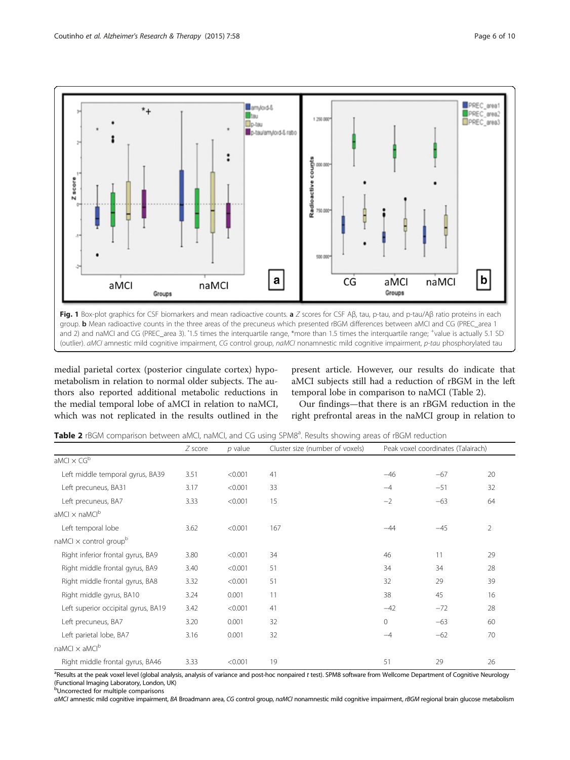**Fig. 1** Box-plot graphics for CSF biomarkers and mean radioactive counts. **a** *Z* scores for CSF Aβ, tau, p-tau, and p-tau/Aβ ratio proteins in each group. **b** Mean radioactive counts in the three areas of the precuneus which presented rBGM differences between aMCI and CG (PREC_area 1 and 2) and naMCI and CG (PREC_area 3). ˙1.5 times the interquartile range, *more than 1.5 times the interquartile range; +value is actually 5.1 SD (outlier). *aMCI* amnestic mild cognitive impairment, *CG* control group, *naMCI* nonamnestic mild cognitive impairment, *p-tau* phosphorylated tau

medial parietal cortex (posterior cingulate cortex) hypometabolism in relation to normal older subjects. The authors also reported additional metabolic reductions in the medial temporal lobe of aMCI in relation to naMCI, which was not replicated in the results outlined in the present article. However, our results do indicate that aMCI subjects still had a reduction of rBGM in the left temporal lobe in comparison to naMCI (Table 2).

Our findings—that there is an rBGM reduction in the right prefrontal areas in the naMCI group in relation to

**Table 2** rBGM comparison between aMCI, naMCI, and CG using SPM8[a]. Results showing areas of rBGM reduction

| | *Z* score | *p* value | Cluster size (number of voxels) | Peak voxel coordinates (Talairach) | | |
|---|---|---|---|---|---|---|
| aMCI × CG[b] | | | | | | |
| Left middle temporal gyrus, BA39 | 3.51 | <0.001 | 41 | −46 | −67 | 20 |
| Left precuneus, BA31 | 3.17 | <0.001 | 33 | −4 | −51 | 32 |
| Left precuneus, BA7 | 3.33 | <0.001 | 15 | −2 | −63 | 64 |
| aMCI × naMCI[b] | | | | | | |
| Left temporal lobe | 3.62 | <0.001 | 167 | −44 | −45 | 2 |
| naMCI × control group[b] | | | | | | |
| Right inferior frontal gyrus, BA9 | 3.80 | <0.001 | 34 | 46 | 11 | 29 |
| Right middle frontal gyrus, BA9 | 3.40 | <0.001 | 51 | 34 | 34 | 28 |
| Right middle frontal gyrus, BA8 | 3.32 | <0.001 | 51 | 32 | 29 | 39 |
| Right middle gyrus, BA10 | 3.24 | 0.001 | 11 | 38 | 45 | 16 |
| Left superior occipital gyrus, BA19 | 3.42 | <0.001 | 41 | −42 | −72 | 28 |
| Left precuneus, BA7 | 3.20 | 0.001 | 32 | 0 | −63 | 60 |
| Left parietal lobe, BA7 | 3.16 | 0.001 | 32 | −4 | −62 | 70 |
| naMCI × aMCI[b] | | | | | | |
| Right middle frontal gyrus, BA46 | 3.33 | <0.001 | 19 | 51 | 29 | 26 |

[a]Results at the peak voxel level (global analysis, analysis of variance and post-hoc nonpaired *t* test). SPM8 software from Wellcome Department of Cognitive Neurology (Functional Imaging Laboratory, London, UK)
[b]Uncorrected for multiple comparisons
*aMCI* amnestic mild cognitive impairment, *BA* Broadmann area, *CG* control group, *naMCI* nonamnestic mild cognitive impairment, *rBGM* regional brain glucose metabolism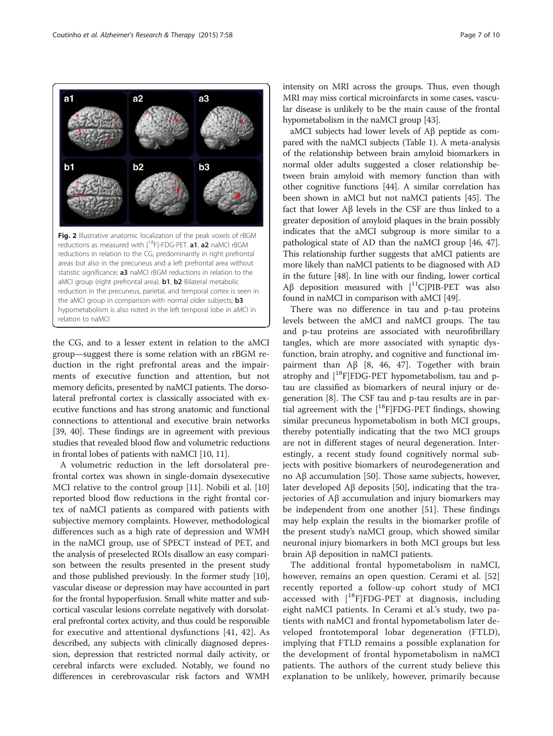Fig. 2 Illustrative anatomic localization of the peak voxels of rBGM reductions as measured with [$^{18}$F]-FDG-PET. **a1**, **a2** naMCI rBGM reductions in relation to the CG, predominantly in right prefrontal areas but also in the precuneus and a left prefrontal area without statistic significance; **a3** naMCI rBGM reductions in relation to the aMCI group (right prefrontal area). **b1**, **b2** Bilateral metabolic reduction in the precuneus, parietal, and temporal cortex is seen in the aMCI group in comparison with normal older subjects; **b3** hypometabolism is also noted in the left temporal lobe in aMCI in relation to naMCI

the CG, and to a lesser extent in relation to the aMCI group—suggest there is some relation with an rBGM reduction in the right prefrontal areas and the impairments of executive function and attention, but not memory deficits, presented by naMCI patients. The dorsolateral prefrontal cortex is classically associated with executive functions and has strong anatomic and functional connections to attentional and executive brain networks [39, 40]. These findings are in agreement with previous studies that revealed blood flow and volumetric reductions in frontal lobes of patients with naMCI [10, 11].

A volumetric reduction in the left dorsolateral prefrontal cortex was shown in single-domain dysexecutive MCI relative to the control group [11]. Nobili et al. [10] reported blood flow reductions in the right frontal cortex of naMCI patients as compared with patients with subjective memory complaints. However, methodological differences such as a high rate of depression and WMH in the naMCI group, use of SPECT instead of PET, and the analysis of preselected ROIs disallow an easy comparison between the results presented in the present study and those published previously. In the former study [10], vascular disease or depression may have accounted in part for the frontal hypoperfusion. Small white matter and subcortical vascular lesions correlate negatively with dorsolateral prefrontal cortex activity, and thus could be responsible for executive and attentional dysfunctions [41, 42]. As described, any subjects with clinically diagnosed depression, depression that restricted normal daily activity, or cerebral infarcts were excluded. Notably, we found no differences in cerebrovascular risk factors and WMH intensity on MRI across the groups. Thus, even though MRI may miss cortical microinfarcts in some cases, vascular disease is unlikely to be the main cause of the frontal hypometabolism in the naMCI group [43].

aMCI subjects had lower levels of Aβ peptide as compared with the naMCI subjects (Table 1). A meta-analysis of the relationship between brain amyloid biomarkers in normal older adults suggested a closer relationship between brain amyloid with memory function than with other cognitive functions [44]. A similar correlation has been shown in aMCI but not naMCI patients [45]. The fact that lower Aβ levels in the CSF are thus linked to a greater deposition of amyloid plaques in the brain possibly indicates that the aMCI subgroup is more similar to a pathological state of AD than the naMCI group [46, 47]. This relationship further suggests that aMCI patients are more likely than naMCI patients to be diagnosed with AD in the future [48]. In line with our finding, lower cortical Aβ deposition measured with [$^{11}$C]PIB-PET was also found in naMCI in comparison with aMCI [49].

There was no difference in tau and p-tau proteins levels between the aMCI and naMCI groups. The tau and p-tau proteins are associated with neurofibrillary tangles, which are more associated with synaptic dysfunction, brain atrophy, and cognitive and functional impairment than Aβ [8, 46, 47]. Together with brain atrophy and [$^{18}$F]FDG-PET hypometabolism, tau and p-tau are classified as biomarkers of neural injury or degeneration [8]. The CSF tau and p-tau results are in partial agreement with the [$^{18}$F]FDG-PET findings, showing similar precuneus hypometabolism in both MCI groups, thereby potentially indicating that the two MCI groups are not in different stages of neural degeneration. Interestingly, a recent study found cognitively normal subjects with positive biomarkers of neurodegeneration and no Aβ accumulation [50]. Those same subjects, however, later developed Aβ deposits [50], indicating that the trajectories of Aβ accumulation and injury biomarkers may be independent from one another [51]. These findings may help explain the results in the biomarker profile of the present study's naMCI group, which showed similar neuronal injury biomarkers in both MCI groups but less brain Aβ deposition in naMCI patients.

The additional frontal hypometabolism in naMCI, however, remains an open question. Cerami et al. [52] recently reported a follow-up cohort study of MCI accessed with [$^{18}$F]FDG-PET at diagnosis, including eight naMCI patients. In Cerami et al.'s study, two patients with naMCI and frontal hypometabolism later developed frontotemporal lobar degeneration (FTLD), implying that FTLD remains a possible explanation for the development of frontal hypometabolism in naMCI patients. The authors of the current study believe this explanation to be unlikely, however, primarily because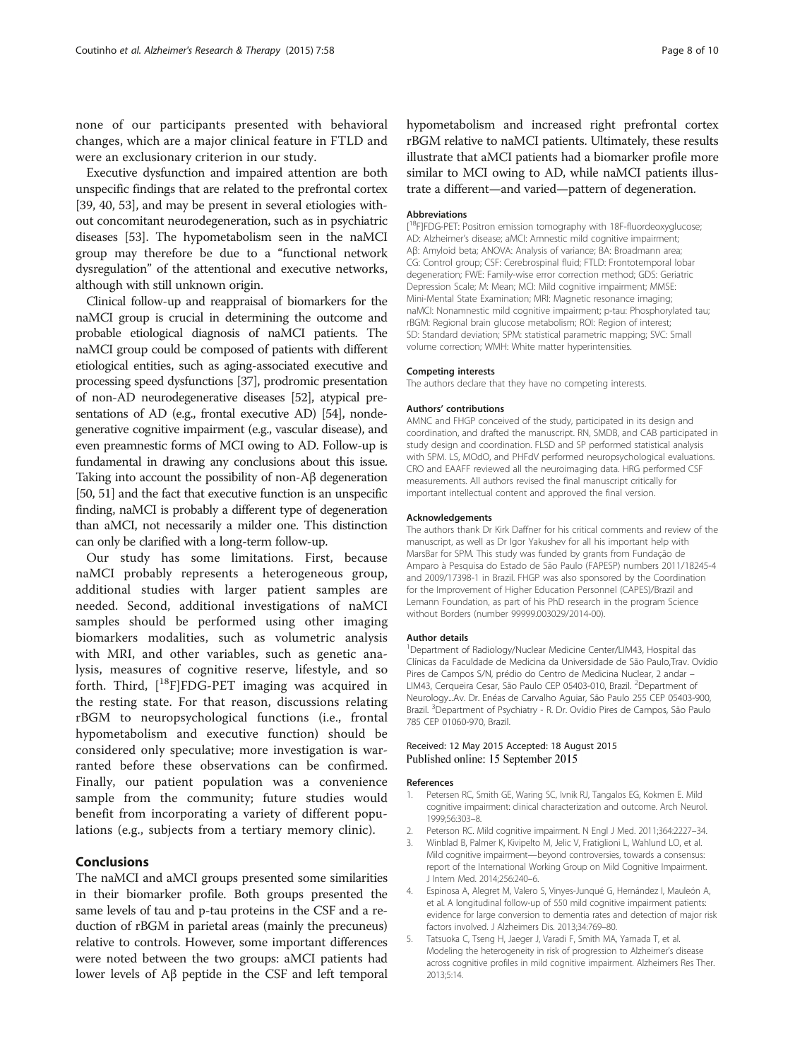none of our participants presented with behavioral changes, which are a major clinical feature in FTLD and were an exclusionary criterion in our study.

Executive dysfunction and impaired attention are both unspecific findings that are related to the prefrontal cortex [39, 40, 53], and may be present in several etiologies without concomitant neurodegeneration, such as in psychiatric diseases [53]. The hypometabolism seen in the naMCI group may therefore be due to a "functional network dysregulation" of the attentional and executive networks, although with still unknown origin.

Clinical follow-up and reappraisal of biomarkers for the naMCI group is crucial in determining the outcome and probable etiological diagnosis of naMCI patients. The naMCI group could be composed of patients with different etiological entities, such as aging-associated executive and processing speed dysfunctions [37], prodromic presentation of non-AD neurodegenerative diseases [52], atypical presentations of AD (e.g., frontal executive AD) [54], nondegenerative cognitive impairment (e.g., vascular disease), and even preamnestic forms of MCI owing to AD. Follow-up is fundamental in drawing any conclusions about this issue. Taking into account the possibility of non-Aβ degeneration [50, 51] and the fact that executive function is an unspecific finding, naMCI is probably a different type of degeneration than aMCI, not necessarily a milder one. This distinction can only be clarified with a long-term follow-up.

Our study has some limitations. First, because naMCI probably represents a heterogeneous group, additional studies with larger patient samples are needed. Second, additional investigations of naMCI samples should be performed using other imaging biomarkers modalities, such as volumetric analysis with MRI, and other variables, such as genetic analysis, measures of cognitive reserve, lifestyle, and so forth. Third, [$^{18}$F]FDG-PET imaging was acquired in the resting state. For that reason, discussions relating rBGM to neuropsychological functions (i.e., frontal hypometabolism and executive function) should be considered only speculative; more investigation is warranted before these observations can be confirmed. Finally, our patient population was a convenience sample from the community; future studies would benefit from incorporating a variety of different populations (e.g., subjects from a tertiary memory clinic).

## Conclusions

The naMCI and aMCI groups presented some similarities in their biomarker profile. Both groups presented the same levels of tau and p-tau proteins in the CSF and a reduction of rBGM in parietal areas (mainly the precuneus) relative to controls. However, some important differences were noted between the two groups: aMCI patients had lower levels of Aβ peptide in the CSF and left temporal hypometabolism and increased right prefrontal cortex rBGM relative to naMCI patients. Ultimately, these results illustrate that aMCI patients had a biomarker profile more similar to MCI owing to AD, while naMCI patients illustrate a different—and varied—pattern of degeneration.

#### Abbreviations

[$^{18}$F]FDG-PET: Positron emission tomography with 18F-fluordeoxyglucose; AD: Alzheimer's disease; aMCI: Amnestic mild cognitive impairment; Aβ: Amyloid beta; ANOVA: Analysis of variance; BA: Broadmann area; CG: Control group; CSF: Cerebrospinal fluid; FTLD: Frontotemporal lobar degeneration; FWE: Family-wise error correction method; GDS: Geriatric Depression Scale; M: Mean; MCI: Mild cognitive impairment; MMSE: Mini-Mental State Examination; MRI: Magnetic resonance imaging; naMCI: Nonamnestic mild cognitive impairment; p-tau: Phosphorylated tau; rBGM: Regional brain glucose metabolism; ROI: Region of interest; SD: Standard deviation; SPM: statistical parametric mapping; SVC: Small volume correction; WMH: White matter hyperintensities.

#### Competing interests

The authors declare that they have no competing interests.

#### Authors' contributions

AMNC and FHGP conceived of the study, participated in its design and coordination, and drafted the manuscript. RN, SMDB, and CAB participated in study design and coordination. FLSD and SP performed statistical analysis with SPM. LS, MOdO, and PHFdV performed neuropsychological evaluations. CRO and EAAFF reviewed all the neuroimaging data. HRG performed CSF measurements. All authors revised the final manuscript critically for important intellectual content and approved the final version.

#### Acknowledgements

The authors thank Dr Kirk Daffner for his critical comments and review of the manuscript, as well as Dr Igor Yakushev for all his important help with MarsBar for SPM. This study was funded by grants from Fundação de Amparo à Pesquisa do Estado de São Paulo (FAPESP) numbers 2011/18245-4 and 2009/17398-1 in Brazil. FHGP was also sponsored by the Coordination for the Improvement of Higher Education Personnel (CAPES)/Brazil and Lemann Foundation, as part of his PhD research in the program Science without Borders (number 99999.003029/2014-00).

#### Author details

[1]Department of Radiology/Nuclear Medicine Center/LIM43, Hospital das Clínicas da Faculdade de Medicina da Universidade de São Paulo,Trav. Ovídio Pires de Campos S/N, prédio do Centro de Medicina Nuclear, 2 andar – LIM43, Cerqueira Cesar, São Paulo CEP 05403-010, Brazil. [2]Department of Neurology...Av. Dr. Enéas de Carvalho Aguiar, São Paulo 255 CEP 05403-900, Brazil. [3]Department of Psychiatry - R. Dr. Ovídio Pires de Campos, São Paulo 785 CEP 01060-970, Brazil.

Received: 12 May 2015 Accepted: 18 August 2015
Published online: 15 September 2015

#### References

1. Petersen RC, Smith GE, Waring SC, Ivnik RJ, Tangalos EG, Kokmen E. Mild cognitive impairment: clinical characterization and outcome. Arch Neurol. 1999;56:303–8.
2. Peterson RC. Mild cognitive impairment. N Engl J Med. 2011;364:2227–34.
3. Winblad B, Palmer K, Kivipelto M, Jelic V, Fratiglioni L, Wahlund LO, et al. Mild cognitive impairment—beyond controversies, towards a consensus: report of the International Working Group on Mild Cognitive Impairment. J Intern Med. 2014;256:240–6.
4. Espinosa A, Alegret M, Valero S, Vinyes-Junqué G, Hernández I, Mauleón A, et al. A longitudinal follow-up of 550 mild cognitive impairment patients: evidence for large conversion to dementia rates and detection of major risk factors involved. J Alzheimers Dis. 2013;34:769–80.
5. Tatsuoka C, Tseng H, Jaeger J, Varadi F, Smith MA, Yamada T, et al. Modeling the heterogeneity in risk of progression to Alzheimer's disease across cognitive profiles in mild cognitive impairment. Alzheimers Res Ther. 2013;5:14.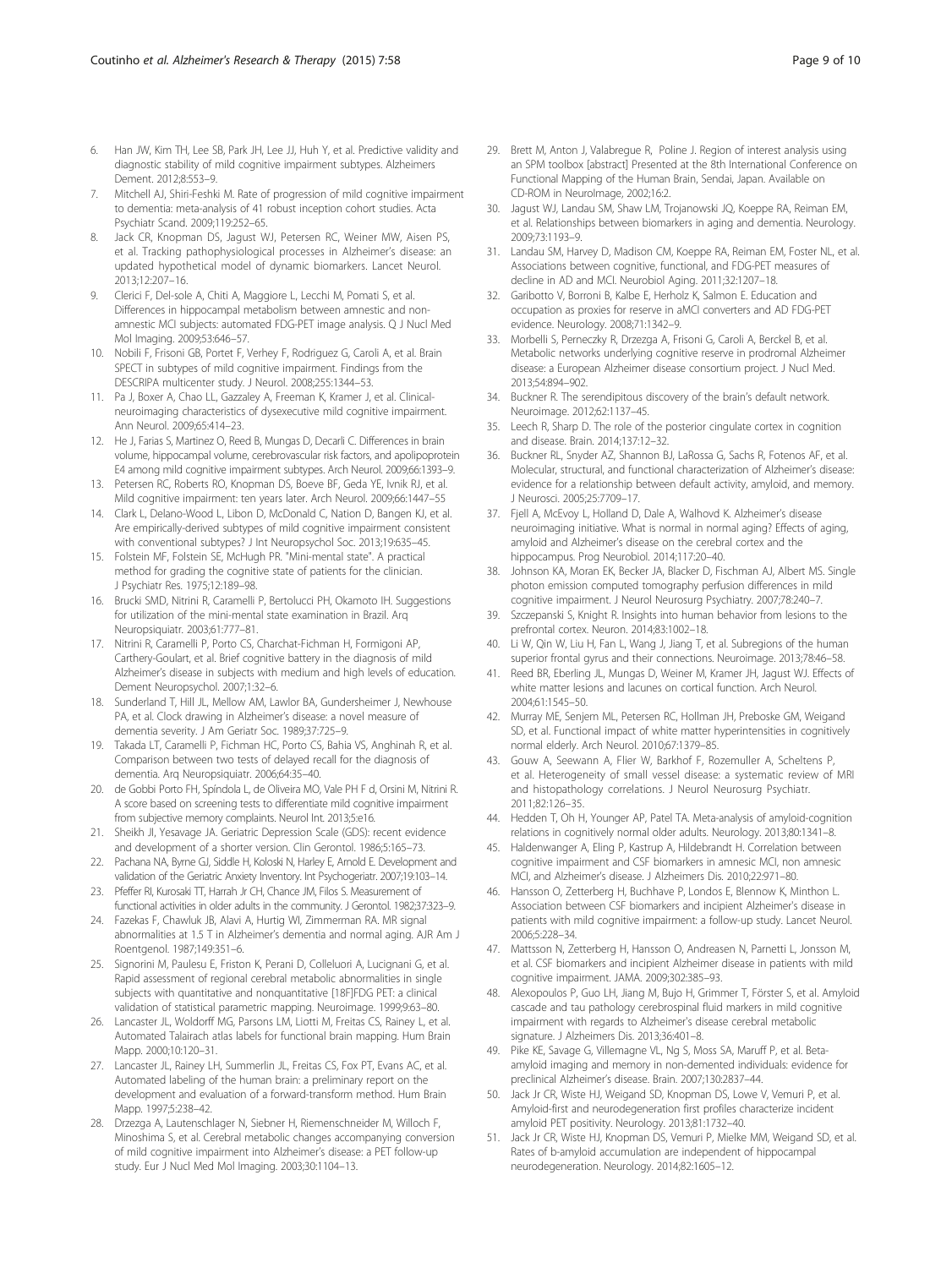6. Han JW, Kim TH, Lee SB, Park JH, Lee JJ, Huh Y, et al. Predictive validity and diagnostic stability of mild cognitive impairment subtypes. Alzheimers Dement. 2012;8:553–9.
7. Mitchell AJ, Shiri-Feshki M. Rate of progression of mild cognitive impairment to dementia: meta-analysis of 41 robust inception cohort studies. Acta Psychiatr Scand. 2009;119:252–65.
8. Jack CR, Knopman DS, Jagust WJ, Petersen RC, Weiner MW, Aisen PS, et al. Tracking pathophysiological processes in Alzheimer's disease: an updated hypothetical model of dynamic biomarkers. Lancet Neurol. 2013;12:207–16.
9. Clerici F, Del-sole A, Chiti A, Maggiore L, Lecchi M, Pomati S, et al. Differences in hippocampal metabolism between amnestic and non-amnestic MCI subjects: automated FDG-PET image analysis. Q J Nucl Med Mol Imaging. 2009;53:646–57.
10. Nobili F, Frisoni GB, Portet F, Verhey F, Rodriguez G, Caroli A, et al. Brain SPECT in subtypes of mild cognitive impairment. Findings from the DESCRIPA multicenter study. J Neurol. 2008;255:1344–53.
11. Pa J, Boxer A, Chao LL, Gazzaley A, Freeman K, Kramer J, et al. Clinical-neuroimaging characteristics of dysexecutive mild cognitive impairment. Ann Neurol. 2009;65:414–23.
12. He J, Farias S, Martinez O, Reed B, Mungas D, Decarli C. Differences in brain volume, hippocampal volume, cerebrovascular risk factors, and apolipoprotein E4 among mild cognitive impairment subtypes. Arch Neurol. 2009;66:1393–9.
13. Petersen RC, Roberts RO, Knopman DS, Boeve BF, Geda YE, Ivnik RJ, et al. Mild cognitive impairment: ten years later. Arch Neurol. 2009;66:1447–55
14. Clark L, Delano-Wood L, Libon D, McDonald C, Nation D, Bangen KJ, et al. Are empirically-derived subtypes of mild cognitive impairment consistent with conventional subtypes? J Int Neuropsychol Soc. 2013;19:635–45.
15. Folstein MF, Folstein SE, McHugh PR. "Mini-mental state". A practical method for grading the cognitive state of patients for the clinician. J Psychiatr Res. 1975;12:189–98.
16. Brucki SMD, Nitrini R, Caramelli P, Bertolucci PH, Okamoto IH. Suggestions for utilization of the mini-mental state examination in Brazil. Arq Neuropsiquiatr. 2003;61:777–81.
17. Nitrini R, Caramelli P, Porto CS, Charchat-Fichman H, Formigoni AP, Carthery-Goulart, et al. Brief cognitive battery in the diagnosis of mild Alzheimer's disease in subjects with medium and high levels of education. Dement Neuropsychol. 2007;1:32–6.
18. Sunderland T, Hill JL, Mellow AM, Lawlor BA, Gundersheimer J, Newhouse PA, et al. Clock drawing in Alzheimer's disease: a novel measure of dementia severity. J Am Geriatr Soc. 1989;37:725–9.
19. Takada LT, Caramelli P, Fichman HC, Porto CS, Bahia VS, Anghinah R, et al. Comparison between two tests of delayed recall for the diagnosis of dementia. Arq Neuropsiquiatr. 2006;64:35–40.
20. de Gobbi Porto FH, Spíndola L, de Oliveira MO, Vale PH F d, Orsini M, Nitrini R. A score based on screening tests to differentiate mild cognitive impairment from subjective memory complaints. Neurol Int. 2013;5:e16.
21. Sheikh JI, Yesavage JA. Geriatric Depression Scale (GDS): recent evidence and development of a shorter version. Clin Gerontol. 1986;5:165–73.
22. Pachana NA, Byrne GJ, Siddle H, Koloski N, Harley E, Arnold E. Development and validation of the Geriatric Anxiety Inventory. Int Psychogeriatr. 2007;19:103–14.
23. Pfeffer RI, Kurosaki TT, Harrah Jr CH, Chance JM, Filos S. Measurement of functional activities in older adults in the community. J Gerontol. 1982;37:323–9.
24. Fazekas F, Chawluk JB, Alavi A, Hurtig WI, Zimmerman RA. MR signal abnormalities at 1.5 T in Alzheimer's dementia and normal aging. AJR Am J Roentgenol. 1987;149:351–6.
25. Signorini M, Paulesu E, Friston K, Perani D, Colleluori A, Lucignani G, et al. Rapid assessment of regional cerebral metabolic abnormalities in single subjects with quantitative and nonquantitative [18F]FDG PET: a clinical validation of statistical parametric mapping. Neuroimage. 1999;9:63–80.
26. Lancaster JL, Woldorff MG, Parsons LM, Liotti M, Freitas CS, Rainey L, et al. Automated Talairach atlas labels for functional brain mapping. Hum Brain Mapp. 2000;10:120–31.
27. Lancaster JL, Rainey LH, Summerlin JL, Freitas CS, Fox PT, Evans AC, et al. Automated labeling of the human brain: a preliminary report on the development and evaluation of a forward-transform method. Hum Brain Mapp. 1997;5:238–42.
28. Drzezga A, Lautenschlager N, Siebner H, Riemenschneider M, Willoch F, Minoshima S, et al. Cerebral metabolic changes accompanying conversion of mild cognitive impairment into Alzheimer's disease: a PET follow-up study. Eur J Nucl Med Mol Imaging. 2003;30:1104–13.
29. Brett M, Anton J, Valabregue R, Poline J. Region of interest analysis using an SPM toolbox [abstract] Presented at the 8th International Conference on Functional Mapping of the Human Brain, Sendai, Japan. Available on CD-ROM in NeuroImage, 2002;16:2.
30. Jagust WJ, Landau SM, Shaw LM, Trojanowski JQ, Koeppe RA, Reiman EM, et al. Relationships between biomarkers in aging and dementia. Neurology. 2009;73:1193–9.
31. Landau SM, Harvey D, Madison CM, Koeppe RA, Reiman EM, Foster NL, et al. Associations between cognitive, functional, and FDG-PET measures of decline in AD and MCI. Neurobiol Aging. 2011;32:1207–18.
32. Garibotto V, Borroni B, Kalbe E, Herholz K, Salmon E. Education and occupation as proxies for reserve in aMCI converters and AD FDG-PET evidence. Neurology. 2008;71:1342–9.
33. Morbelli S, Perneczky R, Drzezga A, Frisoni G, Caroli A, Berckel B, et al. Metabolic networks underlying cognitive reserve in prodromal Alzheimer disease: a European Alzheimer disease consortium project. J Nucl Med. 2013;54:894–902.
34. Buckner R. The serendipitous discovery of the brain's default network. Neuroimage. 2012;62:1137–45.
35. Leech R, Sharp D. The role of the posterior cingulate cortex in cognition and disease. Brain. 2014;137:12–32.
36. Buckner RL, Snyder AZ, Shannon BJ, LaRossa G, Sachs R, Fotenos AF, et al. Molecular, structural, and functional characterization of Alzheimer's disease: evidence for a relationship between default activity, amyloid, and memory. J Neurosci. 2005;25:7709–17.
37. Fjell A, McEvoy L, Holland D, Dale A, Walhovd K. Alzheimer's disease neuroimaging initiative. What is normal in normal aging? Effects of aging, amyloid and Alzheimer's disease on the cerebral cortex and the hippocampus. Prog Neurobiol. 2014;117:20–40.
38. Johnson KA, Moran EK, Becker JA, Blacker D, Fischman AJ, Albert MS. Single photon emission computed tomography perfusion differences in mild cognitive impairment. J Neurol Neurosurg Psychiatry. 2007;78:240–7.
39. Szczepanski S, Knight R. Insights into human behavior from lesions to the prefrontal cortex. Neuron. 2014;83:1002–18.
40. Li W, Qin W, Liu H, Fan L, Wang J, Jiang T, et al. Subregions of the human superior frontal gyrus and their connections. Neuroimage. 2013;78:46–58.
41. Reed BR, Eberling JL, Mungas D, Weiner M, Kramer JH, Jagust WJ. Effects of white matter lesions and lacunes on cortical function. Arch Neurol. 2004;61:1545–50.
42. Murray ME, Senjem ML, Petersen RC, Hollman JH, Preboske GM, Weigand SD, et al. Functional impact of white matter hyperintensities in cognitively normal elderly. Arch Neurol. 2010;67:1379–85.
43. Gouw A, Seewann A, Flier W, Barkhof F, Rozemuller A, Scheltens P, et al. Heterogeneity of small vessel disease: a systematic review of MRI and histopathology correlations. J Neurol Neurosurg Psychiatr. 2011;82:126–35.
44. Hedden T, Oh H, Younger AP, Patel TA. Meta-analysis of amyloid-cognition relations in cognitively normal older adults. Neurology. 2013;80:1341–8.
45. Haldenwanger A, Eling P, Kastrup A, Hildebrandt H. Correlation between cognitive impairment and CSF biomarkers in amnesic MCI, non amnesic MCI, and Alzheimer's disease. J Alzheimers Dis. 2010;22:971–80.
46. Hansson O, Zetterberg H, Buchhave P, Londos E, Blennow K, Minthon L. Association between CSF biomarkers and incipient Alzheimer's disease in patients with mild cognitive impairment: a follow-up study. Lancet Neurol. 2006;5:228–34.
47. Mattsson N, Zetterberg H, Hansson O, Andreasen N, Parnetti L, Jonsson M, et al. CSF biomarkers and incipient Alzheimer disease in patients with mild cognitive impairment. JAMA. 2009;302:385–93.
48. Alexopoulos P, Guo LH, Jiang M, Bujo H, Grimmer T, Förster S, et al. Amyloid cascade and tau pathology cerebrospinal fluid markers in mild cognitive impairment with regards to Alzheimer's disease cerebral metabolic signature. J Alzheimers Dis. 2013;36:401–8.
49. Pike KE, Savage G, Villemagne VL, Ng S, Moss SA, Maruff P, et al. Beta-amyloid imaging and memory in non-demented individuals: evidence for preclinical Alzheimer's disease. Brain. 2007;130:2837–44.
50. Jack Jr CR, Wiste HJ, Weigand SD, Knopman DS, Lowe V, Vemuri P, et al. Amyloid-first and neurodegeneration first profiles characterize incident amyloid PET positivity. Neurology. 2013;81:1732–40.
51. Jack Jr CR, Wiste HJ, Knopman DS, Vemuri P, Mielke MM, Weigand SD, et al. Rates of b-amyloid accumulation are independent of hippocampal neurodegeneration. Neurology. 2014;82:1605–12.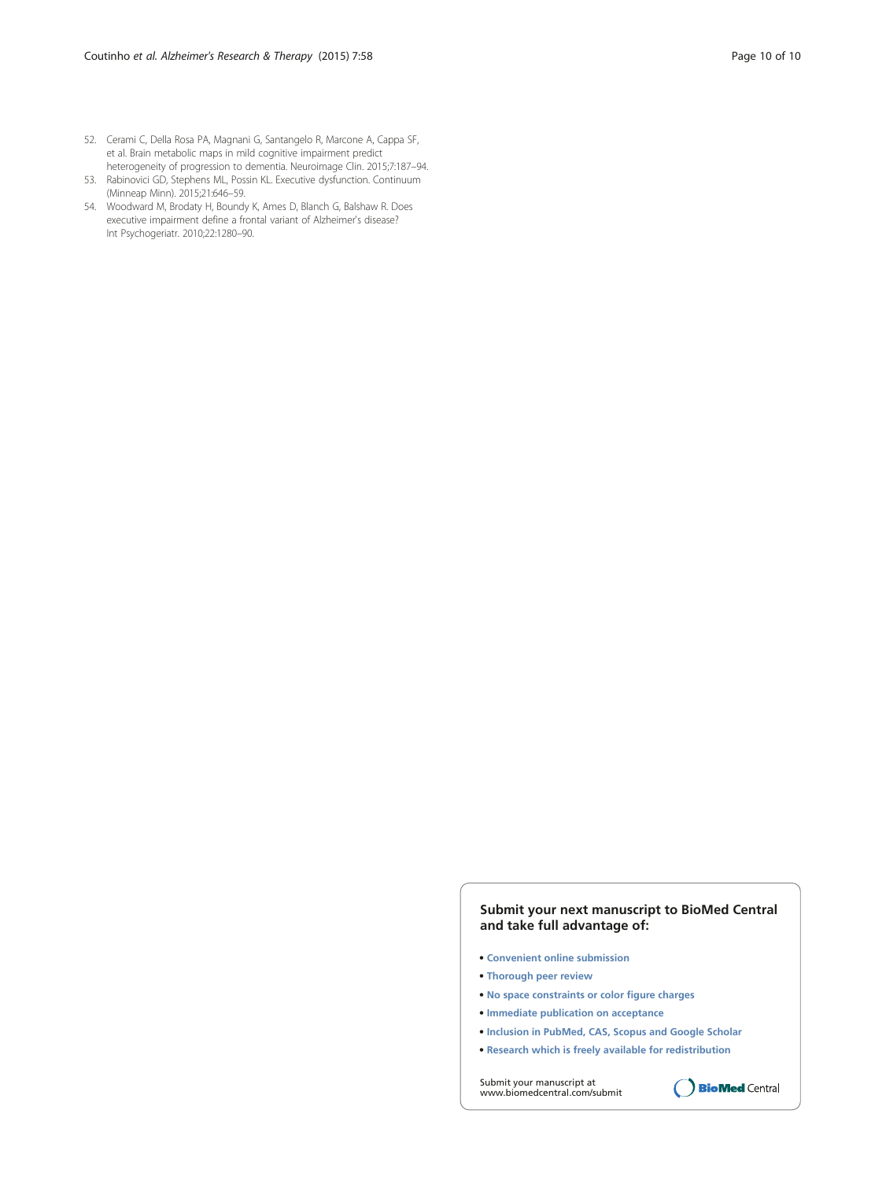52. Cerami C, Della Rosa PA, Magnani G, Santangelo R, Marcone A, Cappa SF, et al. Brain metabolic maps in mild cognitive impairment predict heterogeneity of progression to dementia. Neuroimage Clin. 2015;7:187–94.
53. Rabinovici GD, Stephens ML, Possin KL. Executive dysfunction. Continuum (Minneap Minn). 2015;21:646–59.
54. Woodward M, Brodaty H, Boundy K, Ames D, Blanch G, Balshaw R. Does executive impairment define a frontal variant of Alzheimer's disease? Int Psychogeriatr. 2010;22:1280–90.

**Submit your next manuscript to BioMed Central and take full advantage of:**

- **Convenient online submission**
- **Thorough peer review**
- **No space constraints or color figure charges**
- **Immediate publication on acceptance**
- **Inclusion in PubMed, CAS, Scopus and Google Scholar**
- **Research which is freely available for redistribution**

Submit your manuscript at
www.biomedcentral.com/submit

BioMed Central